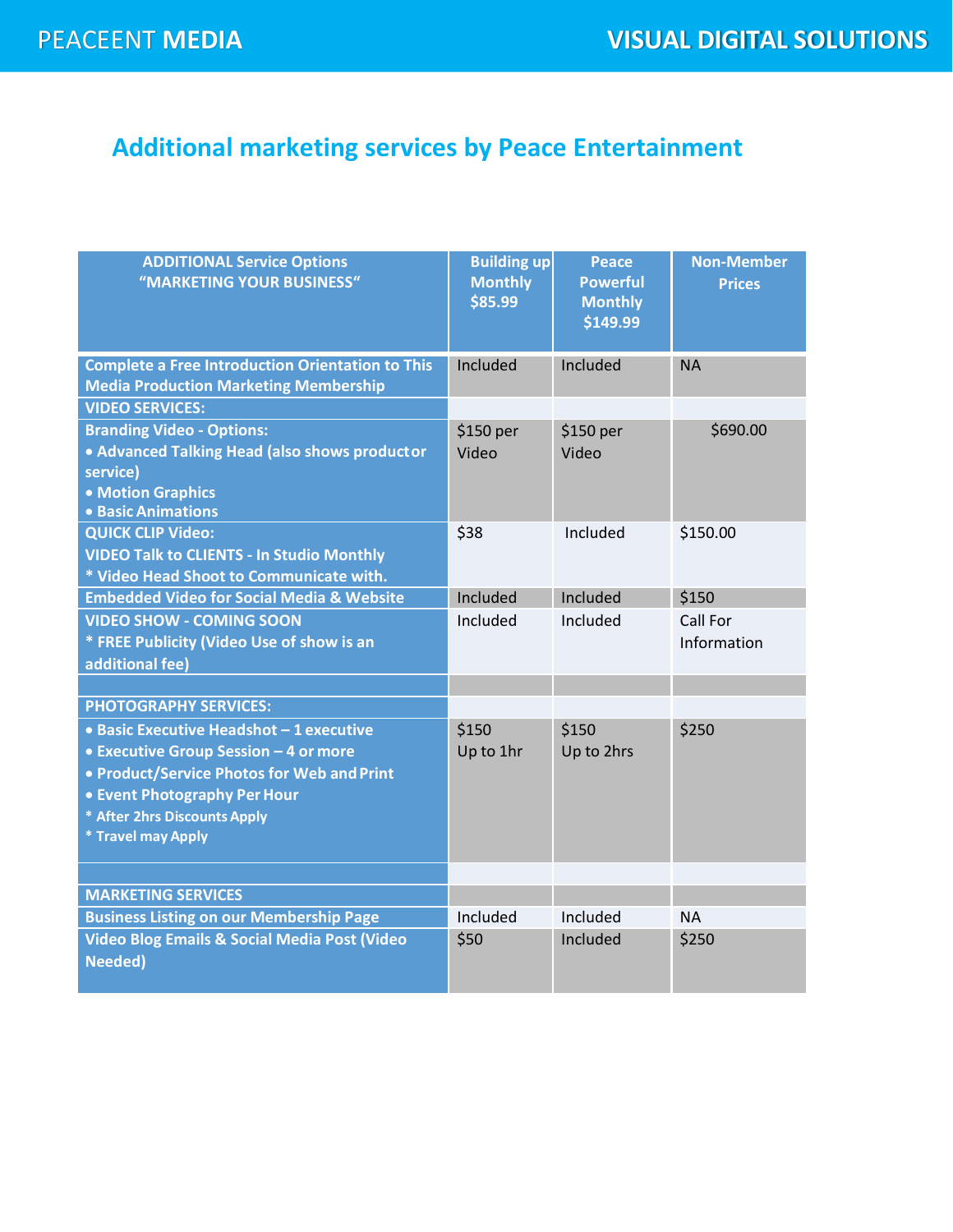PEACEENT **MEDIA** — **VISUAL DIGITAL SOLUTIONS**

## Additional marketing services by Peace Entertainment

| ADDITIONAL Service Options "MARKETING YOUR BUSINESS" | Building up Monthly $85.99 | Peace Powerful Monthly $149.99 | Non-Member Prices |
|---|---|---|---|
| **Complete a Free Introduction Orientation to This Media Production Marketing Membership** | Included | Included | NA |
| **VIDEO SERVICES:** | | | |
| **Branding Video - Options:**<br>• Advanced Talking Head (also shows product or service)<br>• Motion Graphics<br>• Basic Animations | $150 per Video | $150 per Video | $690.00 |
| **QUICK CLIP Video:**<br>VIDEO Talk to CLIENTS - In Studio Monthly<br>* Video Head Shoot to Communicate with. | $38 | Included | $150.00 |
| **Embedded Video for Social Media & Website** | Included | Included | $150 |
| **VIDEO SHOW - COMING SOON**<br>* FREE Publicity (Video Use of show is an additional fee) | Included | Included | Call For Information |
| | | | |
| **PHOTOGRAPHY SERVICES:** | | | |
| • Basic Executive Headshot – 1 executive<br>• Executive Group Session – 4 or more<br>• Product/Service Photos for Web and Print<br>• Event Photography Per Hour<br>* After 2hrs Discounts Apply<br>* Travel may Apply | $150 Up to 1hr | $150 Up to 2hrs | $250 |
| | | | |
| **MARKETING SERVICES** | | | |
| **Business Listing on our Membership Page** | Included | Included | NA |
| **Video Blog Emails & Social Media Post (Video Needed)** | $50 | Included | $250 |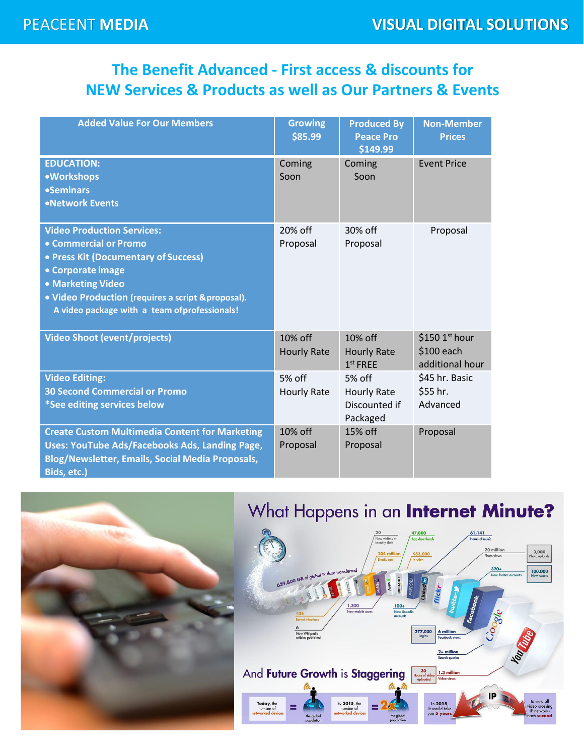# PEACEENT MEDIA — VISUAL DIGITAL SOLUTIONS

## The Benefit Advanced - First access & discounts for NEW Services & Products as well as Our Partners & Events

| Added Value For Our Members | Growing $85.99 | Produced By Peace Pro $149.99 | Non-Member Prices |
|---|---|---|---|
| **EDUCATION:** •Workshops •Seminars •Network Events | Coming Soon | Coming Soon | Event Price |
| **Video Production Services:** • Commercial or Promo • Press Kit (Documentary of Success) • Corporate image • Marketing Video • Video Production (requires a script & proposal). A video package with a team of professionals! | 20% off Proposal | 30% off Proposal | Proposal |
| **Video Shoot (event/projects)** | 10% off Hourly Rate | 10% off Hourly Rate 1st FREE | $150 1st hour $100 each additional hour |
| **Video Editing:** 30 Second Commercial or Promo *See editing services below | 5% off Hourly Rate | 5% off Hourly Rate Discounted if Packaged | $45 hr. Basic $55 hr. Advanced |
| **Create Custom Multimedia Content for Marketing Uses: YouTube Ads/Facebooks Ads, Landing Page, Blog/Newsletter, Emails, Social Media Proposals, Bids, etc.)** | 10% off Proposal | 15% off Proposal | Proposal |

What Happens in an **Internet Minute?**

639,800 GB of global IP data transferred
20 New victims of identity theft
47,000 App downloads
61,141 Hours of music
204 million Emails sent
$83,000 In sales
20 million Photo views
3,000 Photo uploads
320+ New Twitter accounts
100,000 New tweets
135 Botnet infections
1,300 New mobile users
100+ New LinkedIn accounts
6 New Wikipedia articles published
277,000 Logins
6 million Facebook views
2+ million Search queries
30 Hours of video uploaded
1.3 million Video views

And **Future Growth** is **Staggering**

Today, the number of networked devices = the global population
By 2015, the number of networked devices = 2x the global population
In 2015, it would take you 5 years to view all video crossing IP networks each second